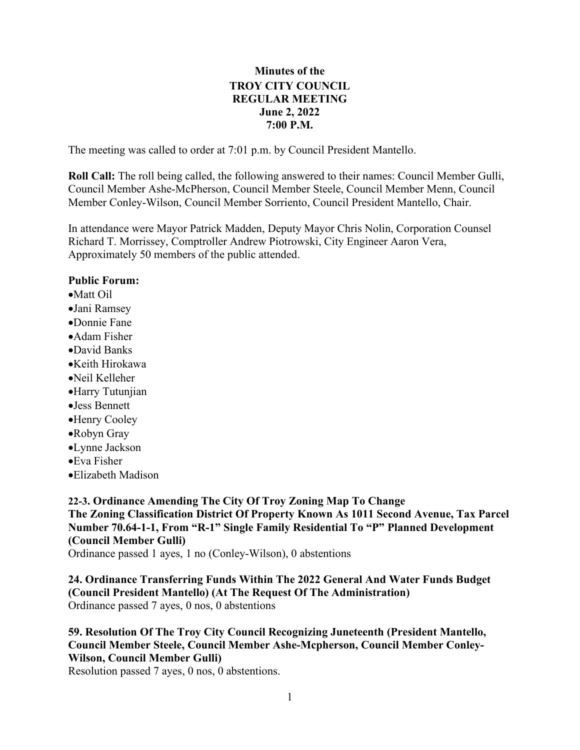# Minutes of the
# TROY CITY COUNCIL
# REGULAR MEETING
## June 2, 2022
## 7:00 P.M.

The meeting was called to order at 7:01 p.m. by Council President Mantello.

**Roll Call:** The roll being called, the following answered to their names: Council Member Gulli, Council Member Ashe-McPherson, Council Member Steele, Council Member Menn, Council Member Conley-Wilson, Council Member Sorriento, Council President Mantello, Chair.

In attendance were Mayor Patrick Madden, Deputy Mayor Chris Nolin, Corporation Counsel Richard T. Morrissey, Comptroller Andrew Piotrowski, City Engineer Aaron Vera, Approximately 50 members of the public attended.

**Public Forum:**

- Matt Oil
- Jani Ramsey
- Donnie Fane
- Adam Fisher
- David Banks
- Keith Hirokawa
- Neil Kelleher
- Harry Tutunjian
- Jess Bennett
- Henry Cooley
- Robyn Gray
- Lynne Jackson
- Eva Fisher
- Elizabeth Madison

**22-3. Ordinance Amending The City Of Troy Zoning Map To Change The Zoning Classification District Of Property Known As 1011 Second Avenue, Tax Parcel Number 70.64-1-1, From "R-1" Single Family Residential To "P" Planned Development (Council Member Gulli)**

Ordinance passed 1 ayes, 1 no (Conley-Wilson), 0 abstentions

**24. Ordinance Transferring Funds Within The 2022 General And Water Funds Budget (Council President Mantello) (At The Request Of The Administration)**

Ordinance passed 7 ayes, 0 nos, 0 abstentions

**59. Resolution Of The Troy City Council Recognizing Juneteenth (President Mantello, Council Member Steele, Council Member Ashe-Mcpherson, Council Member Conley-Wilson, Council Member Gulli)**

Resolution passed 7 ayes, 0 nos, 0 abstentions.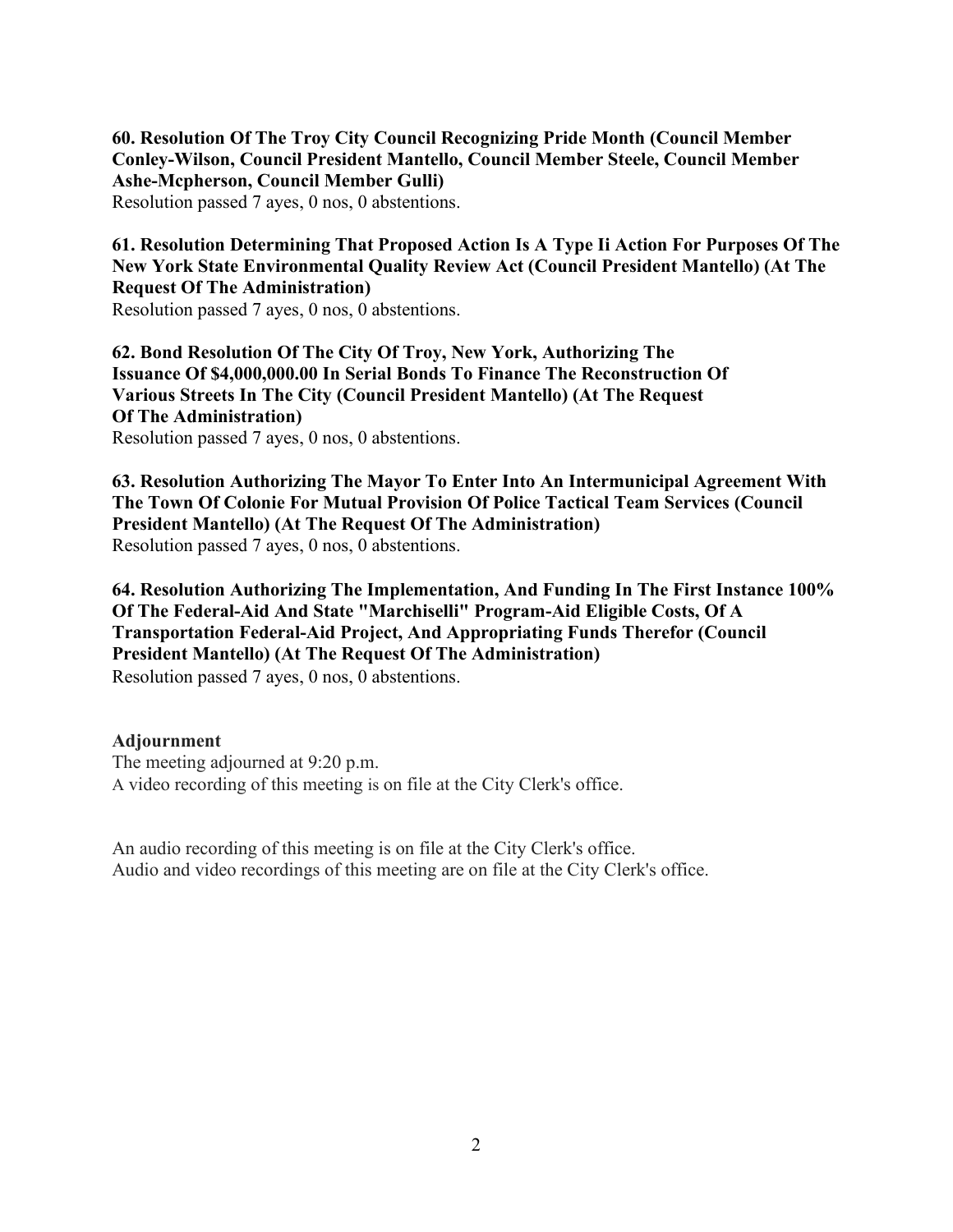**60. Resolution Of The Troy City Council Recognizing Pride Month (Council Member Conley-Wilson, Council President Mantello, Council Member Steele, Council Member Ashe-Mcpherson, Council Member Gulli)**
Resolution passed 7 ayes, 0 nos, 0 abstentions.

**61. Resolution Determining That Proposed Action Is A Type Ii Action For Purposes Of The New York State Environmental Quality Review Act (Council President Mantello) (At The Request Of The Administration)**
Resolution passed 7 ayes, 0 nos, 0 abstentions.

**62. Bond Resolution Of The City Of Troy, New York, Authorizing The Issuance Of $4,000,000.00 In Serial Bonds To Finance The Reconstruction Of Various Streets In The City (Council President Mantello) (At The Request Of The Administration)**
Resolution passed 7 ayes, 0 nos, 0 abstentions.

**63. Resolution Authorizing The Mayor To Enter Into An Intermunicipal Agreement With The Town Of Colonie For Mutual Provision Of Police Tactical Team Services (Council President Mantello) (At The Request Of The Administration)**
Resolution passed 7 ayes, 0 nos, 0 abstentions.

**64. Resolution Authorizing The Implementation, And Funding In The First Instance 100% Of The Federal-Aid And State "Marchiselli" Program-Aid Eligible Costs, Of A Transportation Federal-Aid Project, And Appropriating Funds Therefor (Council President Mantello) (At The Request Of The Administration)**
Resolution passed 7 ayes, 0 nos, 0 abstentions.

**Adjournment**
The meeting adjourned at 9:20 p.m.
A video recording of this meeting is on file at the City Clerk's office.

An audio recording of this meeting is on file at the City Clerk's office.
Audio and video recordings of this meeting are on file at the City Clerk's office.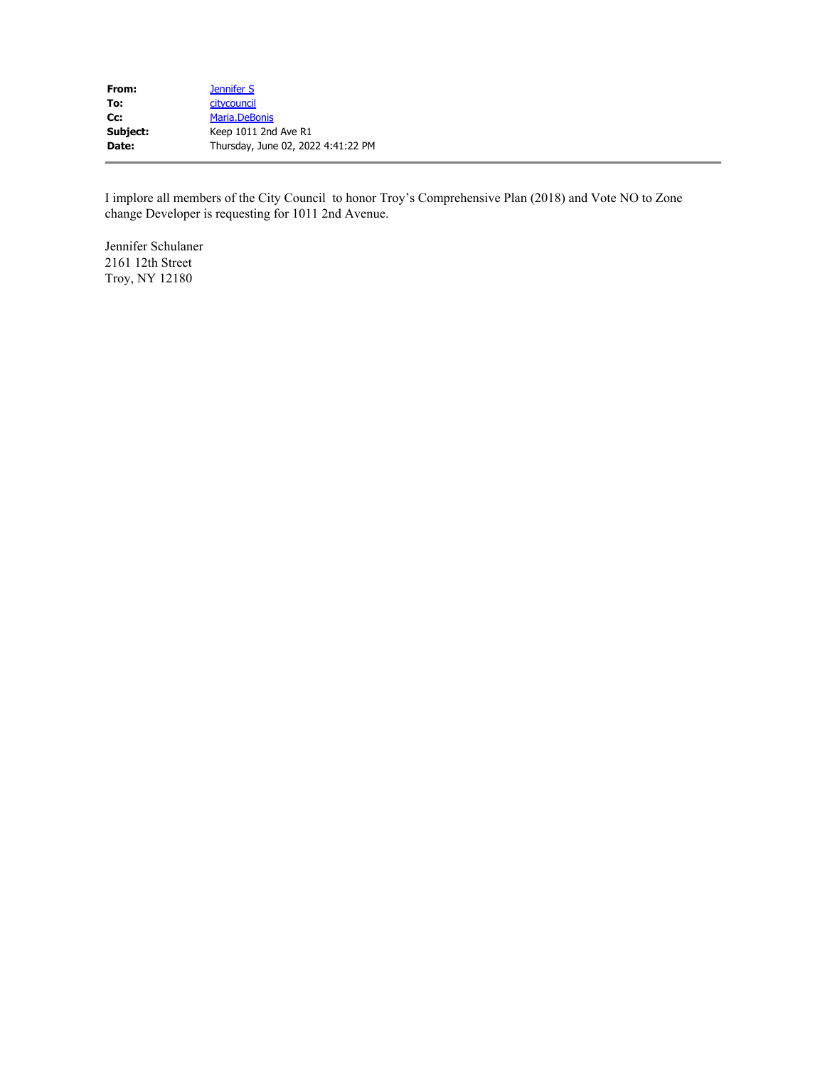| | |
|---|---|
| **From:** | Jennifer S |
| **To:** | citycouncil |
| **Cc:** | Maria.DeBonis |
| **Subject:** | Keep 1011 2nd Ave R1 |
| **Date:** | Thursday, June 02, 2022 4:41:22 PM |

---

I implore all members of the City Council  to honor Troy's Comprehensive Plan (2018) and Vote NO to Zone change Developer is requesting for 1011 2nd Avenue.

Jennifer Schulaner
2161 12th Street
Troy, NY 12180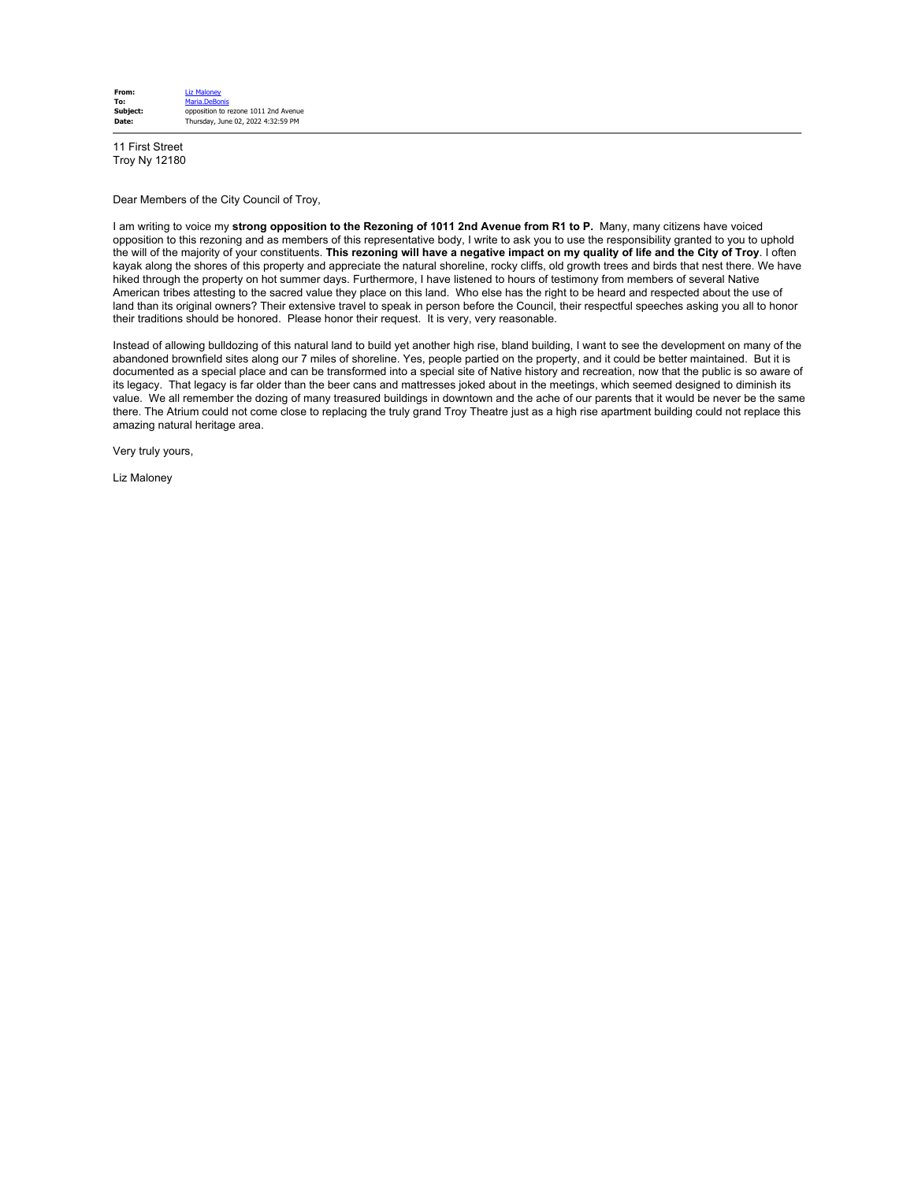| | |
|---|---|
| **From:** | Liz Maloney |
| **To:** | Maria.DeBonis |
| **Subject:** | opposition to rezone 1011 2nd Avenue |
| **Date:** | Thursday, June 02, 2022 4:32:59 PM |

11 First Street
Troy Ny 12180

Dear Members of the City Council of Troy,

I am writing to voice my **strong opposition to the Rezoning of 1011 2nd Avenue from R1 to P.** Many, many citizens have voiced opposition to this rezoning and as members of this representative body, I write to ask you to use the responsibility granted to you to uphold the will of the majority of your constituents. **This rezoning will have a negative impact on my quality of life and the City of Troy**. I often kayak along the shores of this property and appreciate the natural shoreline, rocky cliffs, old growth trees and birds that nest there. We have hiked through the property on hot summer days. Furthermore, I have listened to hours of testimony from members of several Native American tribes attesting to the sacred value they place on this land. Who else has the right to be heard and respected about the use of land than its original owners? Their extensive travel to speak in person before the Council, their respectful speeches asking you all to honor their traditions should be honored. Please honor their request. It is very, very reasonable.

Instead of allowing bulldozing of this natural land to build yet another high rise, bland building, I want to see the development on many of the abandoned brownfield sites along our 7 miles of shoreline. Yes, people partied on the property, and it could be better maintained. But it is documented as a special place and can be transformed into a special site of Native history and recreation, now that the public is so aware of its legacy. That legacy is far older than the beer cans and mattresses joked about in the meetings, which seemed designed to diminish its value. We all remember the dozing of many treasured buildings in downtown and the ache of our parents that it would be never be the same there. The Atrium could not come close to replacing the truly grand Troy Theatre just as a high rise apartment building could not replace this amazing natural heritage area.

Very truly yours,

Liz Maloney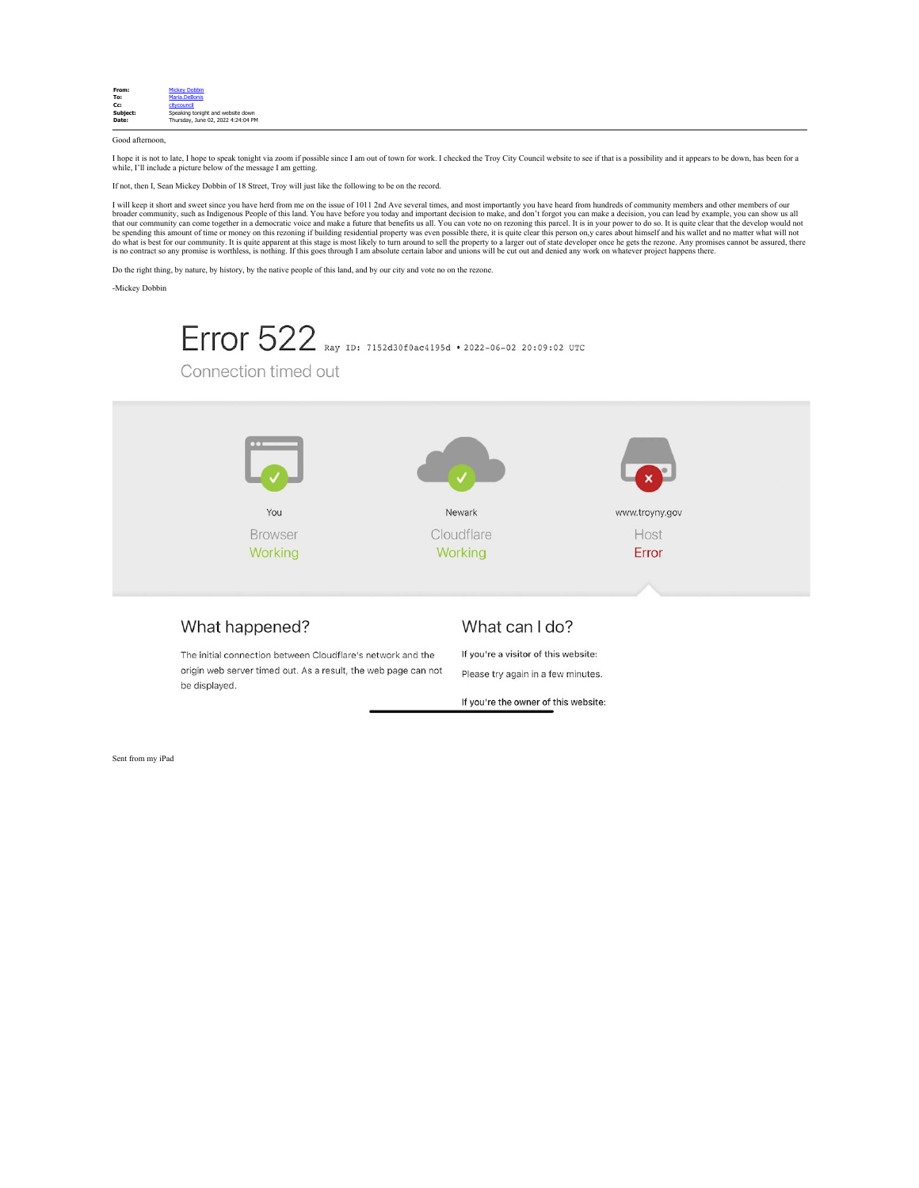**From:** Mickey Dobbin
**To:** Maria DeBonis
**Cc:** citycouncil
**Subject:** Speaking tonight and website down
**Date:** Thursday, June 02, 2022 4:24:04 PM

Good afternoon,

I hope it is not to late, I hope to speak tonight via zoom if possible since I am out of town for work. I checked the Troy City Council website to see if that is a possibility and it appears to be down, has been for a while, I'll include a picture below of the message I am getting.

If not, then I, Sean Mickey Dobbin of 18 Street, Troy will just like the following to be on the record.

I will keep it short and sweet since you have herd from me on the issue of 1011 2nd Ave several times, and most importantly you have heard from hundreds of community members and other members of our broader community, such as Indigenous People of this land. You have before you today and important decision to make, and don't forgot you can make a decision, you can lead by example, you can show us all that our community can come together in a democratic voice and make a future that benefits us all. You can vote no on rezoning this parcel. It is in your power to do so. It is quite clear that the develop would not be spending this amount of time or money on this rezoning if building residential property was even possible there, it is quite clear this person on,y cares about himself and his wallet and no matter what will not do what is best for our community. It is quite apparent at this stage is most likely to turn around to sell the property to a larger out of state developer once he gets the rezone. Any promises cannot be assured, there is no contract so any promise is worthless, is nothing. If this goes through I am absolute certain labor and unions will be cut out and denied any work on whatever project happens there.

Do the right thing, by nature, by history, by the native people of this land, and by our city and vote no on the rezone.

-Mickey Dobbin

# Error 522 Ray ID: 7152d30f0ac4195d • 2022-06-02 20:09:02 UTC

Connection timed out

| You | Newark | www.troyny.gov |
|---|---|---|
| Browser | Cloudflare | Host |
| Working | Working | Error |

## What happened?

The initial connection between Cloudflare's network and the origin web server timed out. As a result, the web page can not be displayed.

## What can I do?

If you're a visitor of this website:

Please try again in a few minutes.

If you're the owner of this website:

Sent from my iPad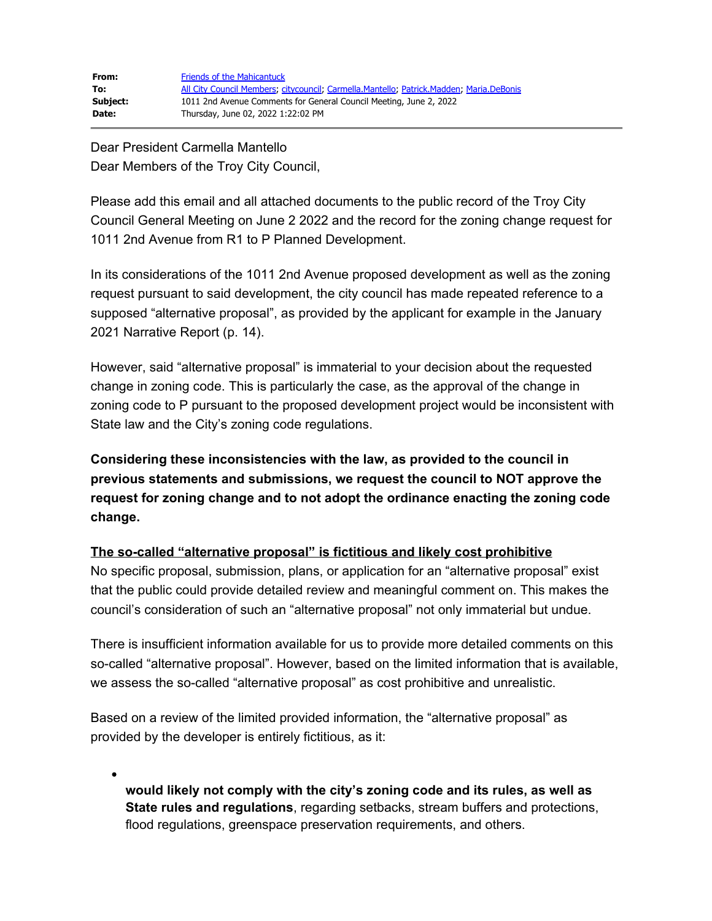| | |
|---|---|
| **From:** | Friends of the Mahicantuck |
| **To:** | All City Council Members; citycouncil; Carmella.Mantello; Patrick.Madden; Maria.DeBonis |
| **Subject:** | 1011 2nd Avenue Comments for General Council Meeting, June 2, 2022 |
| **Date:** | Thursday, June 02, 2022 1:22:02 PM |

---

Dear President Carmella Mantello
Dear Members of the Troy City Council,

Please add this email and all attached documents to the public record of the Troy City Council General Meeting on June 2 2022 and the record for the zoning change request for 1011 2nd Avenue from R1 to P Planned Development.

In its considerations of the 1011 2nd Avenue proposed development as well as the zoning request pursuant to said development, the city council has made repeated reference to a supposed "alternative proposal", as provided by the applicant for example in the January 2021 Narrative Report (p. 14).

However, said "alternative proposal" is immaterial to your decision about the requested change in zoning code. This is particularly the case, as the approval of the change in zoning code to P pursuant to the proposed development project would be inconsistent with State law and the City's zoning code regulations.

**Considering these inconsistencies with the law, as provided to the council in previous statements and submissions, we request the council to NOT approve the request for zoning change and to not adopt the ordinance enacting the zoning code change.**

**The so-called "alternative proposal" is fictitious and likely cost prohibitive**
No specific proposal, submission, plans, or application for an "alternative proposal" exist that the public could provide detailed review and meaningful comment on. This makes the council's consideration of such an "alternative proposal" not only immaterial but undue.

There is insufficient information available for us to provide more detailed comments on this so-called "alternative proposal". However, based on the limited information that is available, we assess the so-called "alternative proposal" as cost prohibitive and unrealistic.

Based on a review of the limited provided information, the "alternative proposal" as provided by the developer is entirely fictitious, as it:

- **would likely not comply with the city's zoning code and its rules, as well as State rules and regulations**, regarding setbacks, stream buffers and protections, flood regulations, greenspace preservation requirements, and others.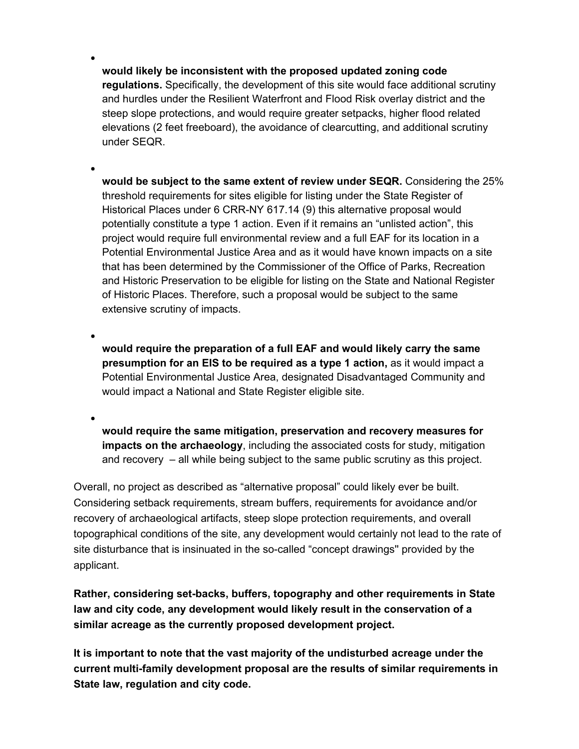- **would likely be inconsistent with the proposed updated zoning code regulations.** Specifically, the development of this site would face additional scrutiny and hurdles under the Resilient Waterfront and Flood Risk overlay district and the steep slope protections, and would require greater setpacks, higher flood related elevations (2 feet freeboard), the avoidance of clearcutting, and additional scrutiny under SEQR.

- **would be subject to the same extent of review under SEQR.** Considering the 25% threshold requirements for sites eligible for listing under the State Register of Historical Places under 6 CRR-NY 617.14 (9) this alternative proposal would potentially constitute a type 1 action. Even if it remains an "unlisted action", this project would require full environmental review and a full EAF for its location in a Potential Environmental Justice Area and as it would have known impacts on a site that has been determined by the Commissioner of the Office of Parks, Recreation and Historic Preservation to be eligible for listing on the State and National Register of Historic Places. Therefore, such a proposal would be subject to the same extensive scrutiny of impacts.

- **would require the preparation of a full EAF and would likely carry the same presumption for an EIS to be required as a type 1 action,** as it would impact a Potential Environmental Justice Area, designated Disadvantaged Community and would impact a National and State Register eligible site.

- **would require the same mitigation, preservation and recovery measures for impacts on the archaeology**, including the associated costs for study, mitigation and recovery – all while being subject to the same public scrutiny as this project.

Overall, no project as described as "alternative proposal" could likely ever be built. Considering setback requirements, stream buffers, requirements for avoidance and/or recovery of archaeological artifacts, steep slope protection requirements, and overall topographical conditions of the site, any development would certainly not lead to the rate of site disturbance that is insinuated in the so-called "concept drawings" provided by the applicant.

**Rather, considering set-backs, buffers, topography and other requirements in State law and city code, any development would likely result in the conservation of a similar acreage as the currently proposed development project.**

**It is important to note that the vast majority of the undisturbed acreage under the current multi-family development proposal are the results of similar requirements in State law, regulation and city code.**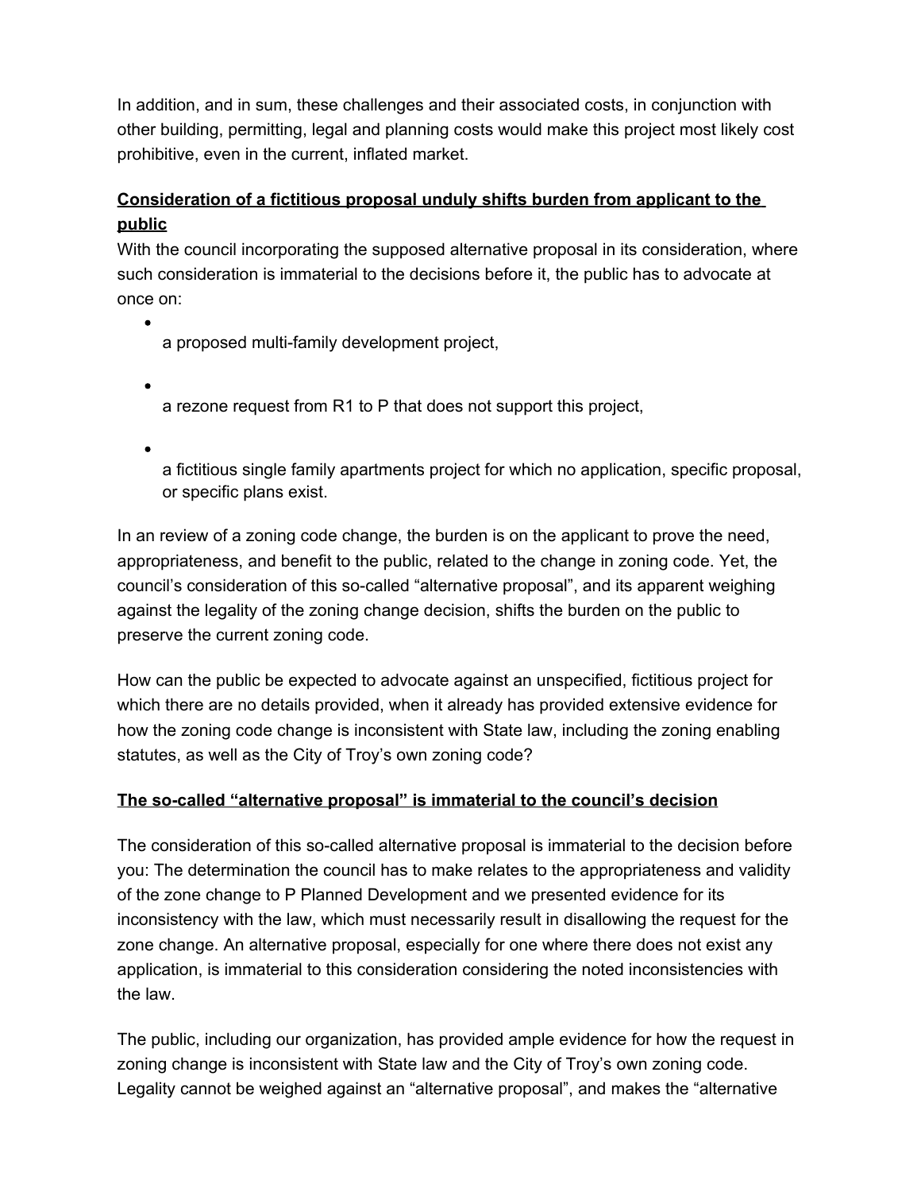In addition, and in sum, these challenges and their associated costs, in conjunction with other building, permitting, legal and planning costs would make this project most likely cost prohibitive, even in the current, inflated market.

**Consideration of a fictitious proposal unduly shifts burden from applicant to the public**

With the council incorporating the supposed alternative proposal in its consideration, where such consideration is immaterial to the decisions before it, the public has to advocate at once on:

- a proposed multi-family development project,
- a rezone request from R1 to P that does not support this project,
- a fictitious single family apartments project for which no application, specific proposal, or specific plans exist.

In an review of a zoning code change, the burden is on the applicant to prove the need, appropriateness, and benefit to the public, related to the change in zoning code. Yet, the council's consideration of this so-called "alternative proposal", and its apparent weighing against the legality of the zoning change decision, shifts the burden on the public to preserve the current zoning code.

How can the public be expected to advocate against an unspecified, fictitious project for which there are no details provided, when it already has provided extensive evidence for how the zoning code change is inconsistent with State law, including the zoning enabling statutes, as well as the City of Troy's own zoning code?

**The so-called "alternative proposal" is immaterial to the council's decision**

The consideration of this so-called alternative proposal is immaterial to the decision before you: The determination the council has to make relates to the appropriateness and validity of the zone change to P Planned Development and we presented evidence for its inconsistency with the law, which must necessarily result in disallowing the request for the zone change. An alternative proposal, especially for one where there does not exist any application, is immaterial to this consideration considering the noted inconsistencies with the law.

The public, including our organization, has provided ample evidence for how the request in zoning change is inconsistent with State law and the City of Troy's own zoning code. Legality cannot be weighed against an "alternative proposal", and makes the "alternative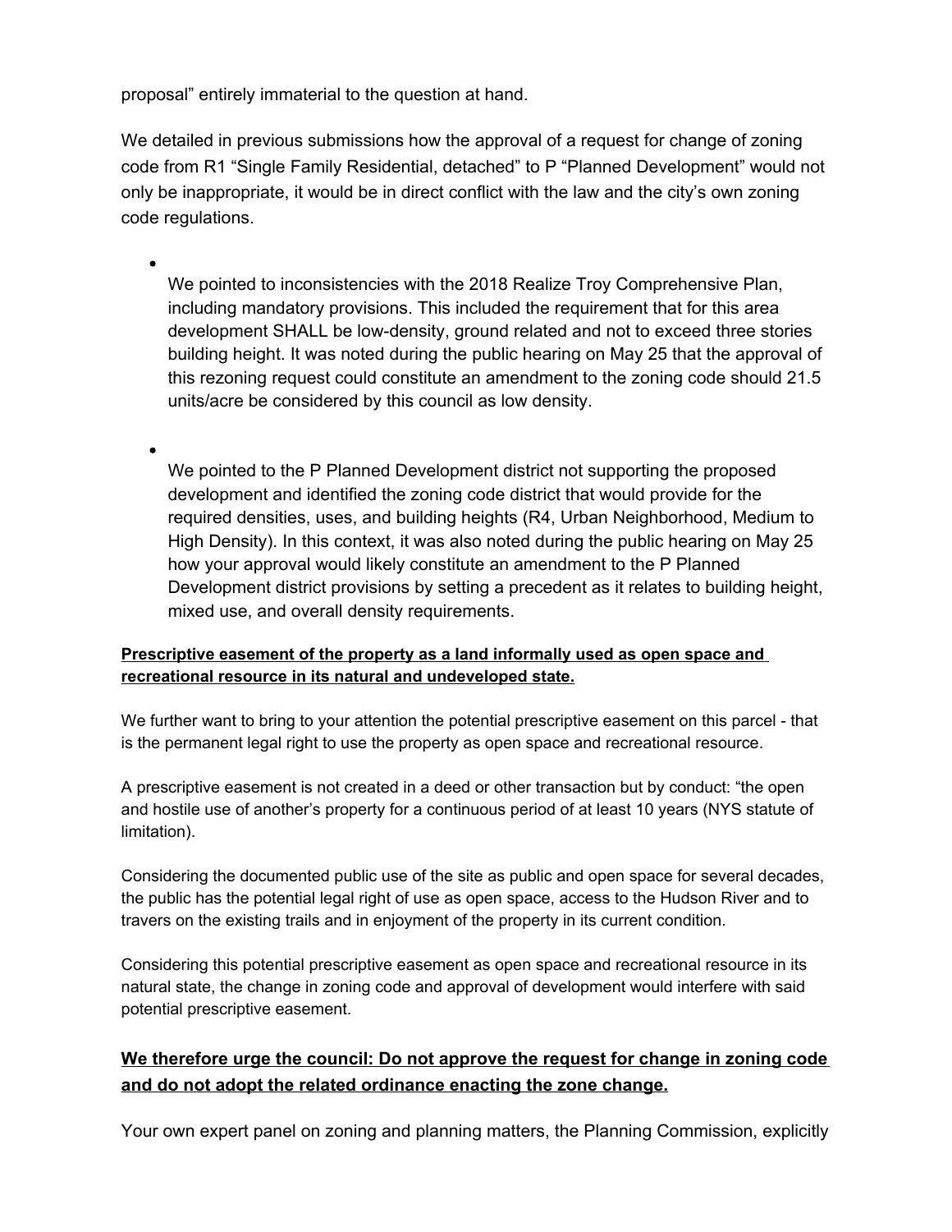proposal" entirely immaterial to the question at hand.

We detailed in previous submissions how the approval of a request for change of zoning code from R1 "Single Family Residential, detached" to P "Planned Development" would not only be inappropriate, it would be in direct conflict with the law and the city's own zoning code regulations.

- We pointed to inconsistencies with the 2018 Realize Troy Comprehensive Plan, including mandatory provisions. This included the requirement that for this area development SHALL be low-density, ground related and not to exceed three stories building height. It was noted during the public hearing on May 25 that the approval of this rezoning request could constitute an amendment to the zoning code should 21.5 units/acre be considered by this council as low density.

- We pointed to the P Planned Development district not supporting the proposed development and identified the zoning code district that would provide for the required densities, uses, and building heights (R4, Urban Neighborhood, Medium to High Density). In this context, it was also noted during the public hearing on May 25 how your approval would likely constitute an amendment to the P Planned Development district provisions by setting a precedent as it relates to building height, mixed use, and overall density requirements.

**Prescriptive easement of the property as a land informally used as open space and recreational resource in its natural and undeveloped state.**

We further want to bring to your attention the potential prescriptive easement on this parcel - that is the permanent legal right to use the property as open space and recreational resource.

A prescriptive easement is not created in a deed or other transaction but by conduct: "the open and hostile use of another's property for a continuous period of at least 10 years (NYS statute of limitation).

Considering the documented public use of the site as public and open space for several decades, the public has the potential legal right of use as open space, access to the Hudson River and to travers on the existing trails and in enjoyment of the property in its current condition.

Considering this potential prescriptive easement as open space and recreational resource in its natural state, the change in zoning code and approval of development would interfere with said potential prescriptive easement.

**We therefore urge the council: Do not approve the request for change in zoning code and do not adopt the related ordinance enacting the zone change.**

Your own expert panel on zoning and planning matters, the Planning Commission, explicitly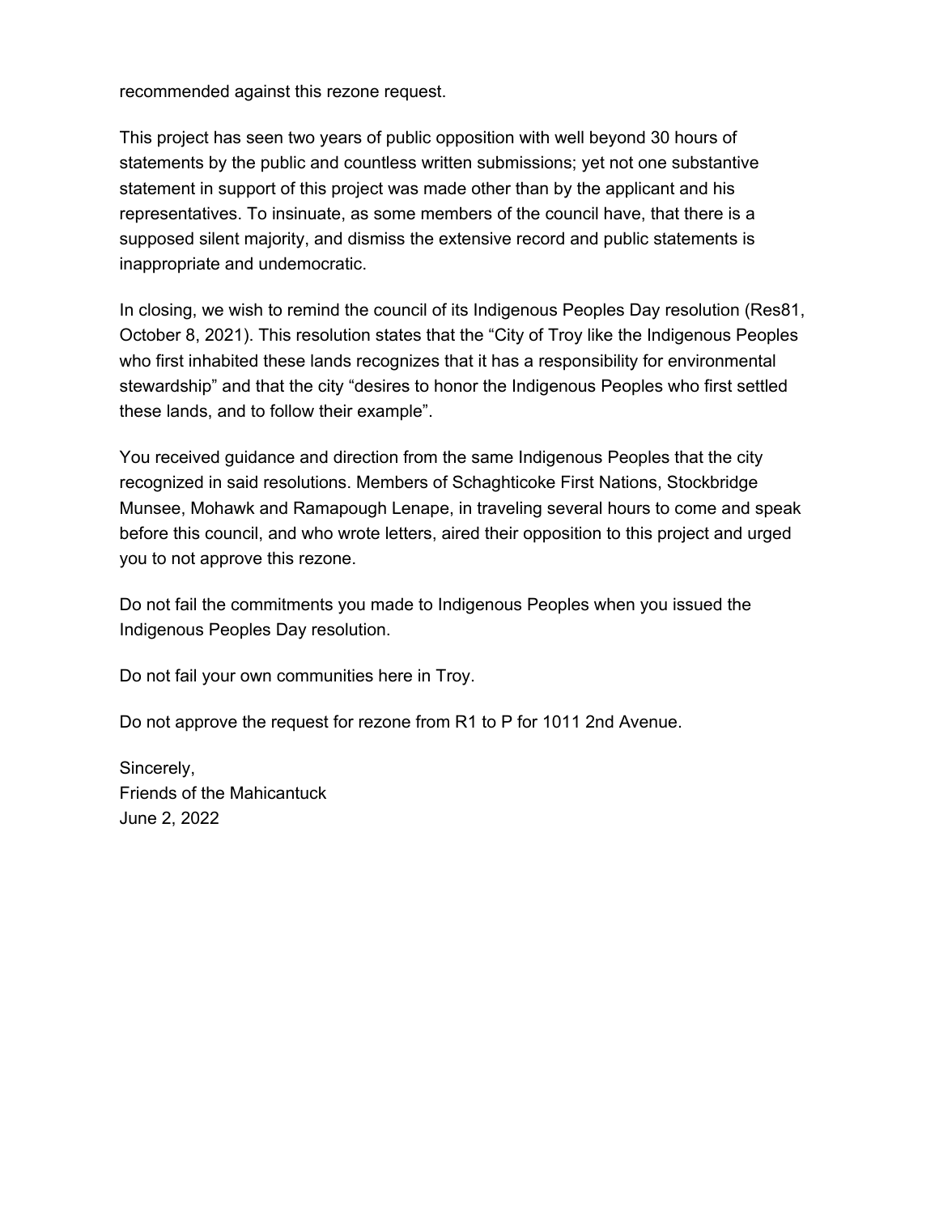recommended against this rezone request.

This project has seen two years of public opposition with well beyond 30 hours of statements by the public and countless written submissions; yet not one substantive statement in support of this project was made other than by the applicant and his representatives. To insinuate, as some members of the council have, that there is a supposed silent majority, and dismiss the extensive record and public statements is inappropriate and undemocratic.

In closing, we wish to remind the council of its Indigenous Peoples Day resolution (Res81, October 8, 2021). This resolution states that the "City of Troy like the Indigenous Peoples who first inhabited these lands recognizes that it has a responsibility for environmental stewardship" and that the city "desires to honor the Indigenous Peoples who first settled these lands, and to follow their example".

You received guidance and direction from the same Indigenous Peoples that the city recognized in said resolutions. Members of Schaghticoke First Nations, Stockbridge Munsee, Mohawk and Ramapough Lenape, in traveling several hours to come and speak before this council, and who wrote letters, aired their opposition to this project and urged you to not approve this rezone.

Do not fail the commitments you made to Indigenous Peoples when you issued the Indigenous Peoples Day resolution.

Do not fail your own communities here in Troy.

Do not approve the request for rezone from R1 to P for 1011 2nd Avenue.

Sincerely,
Friends of the Mahicantuck
June 2, 2022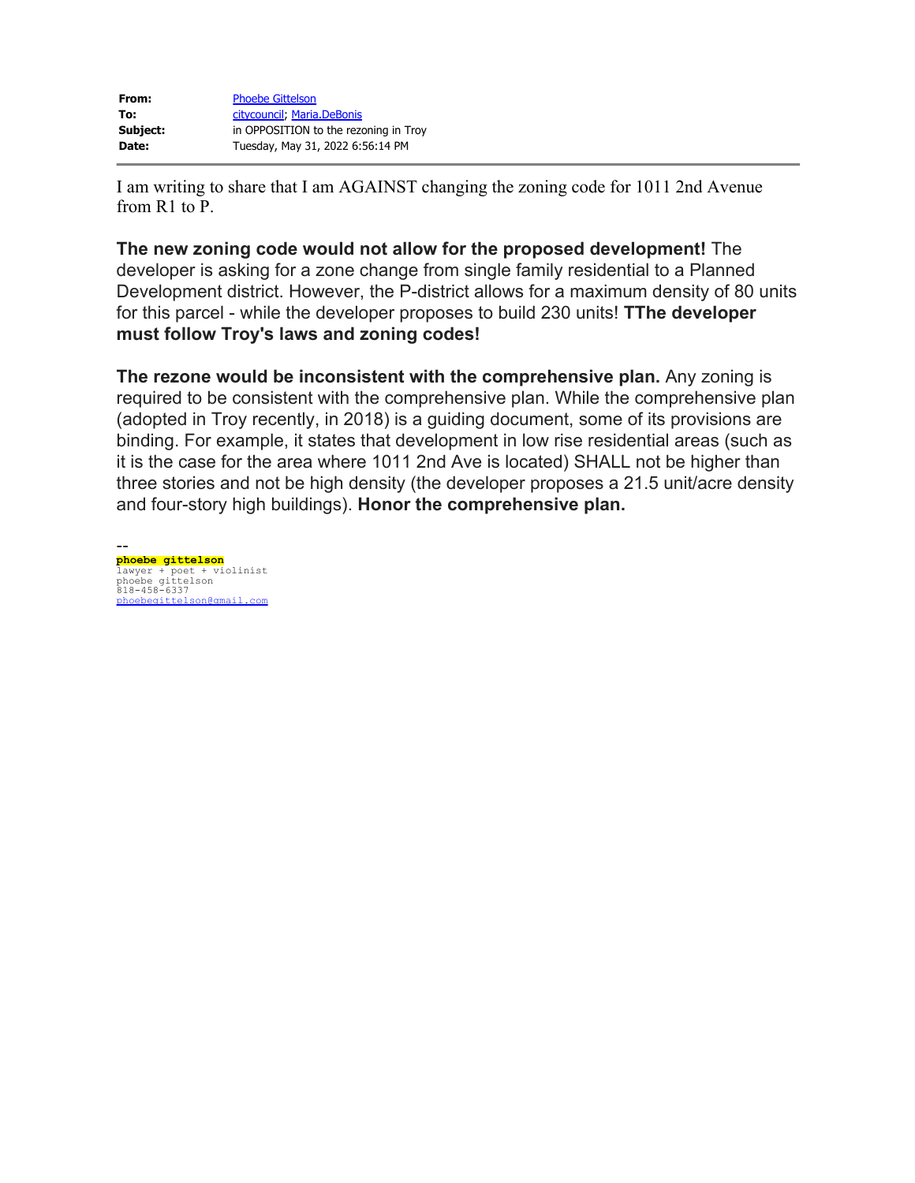| | |
|---|---|
| **From:** | Phoebe Gittelson |
| **To:** | citycouncil; Maria.DeBonis |
| **Subject:** | in OPPOSITION to the rezoning in Troy |
| **Date:** | Tuesday, May 31, 2022 6:56:14 PM |

---

I am writing to share that I am AGAINST changing the zoning code for 1011 2nd Avenue from R1 to P.

**The new zoning code would not allow for the proposed development!** The developer is asking for a zone change from single family residential to a Planned Development district. However, the P-district allows for a maximum density of 80 units for this parcel - while the developer proposes to build 230 units! **TThe developer must follow Troy's laws and zoning codes!**

**The rezone would be inconsistent with the comprehensive plan.** Any zoning is required to be consistent with the comprehensive plan. While the comprehensive plan (adopted in Troy recently, in 2018) is a guiding document, some of its provisions are binding. For example, it states that development in low rise residential areas (such as it is the case for the area where 1011 2nd Ave is located) SHALL not be higher than three stories and not be high density (the developer proposes a 21.5 unit/acre density and four-story high buildings). **Honor the comprehensive plan.**

--
**phoebe gittelson**
lawyer + poet + violinist
phoebe gittelson
818-458-6337
phoebegittelson@gmail.com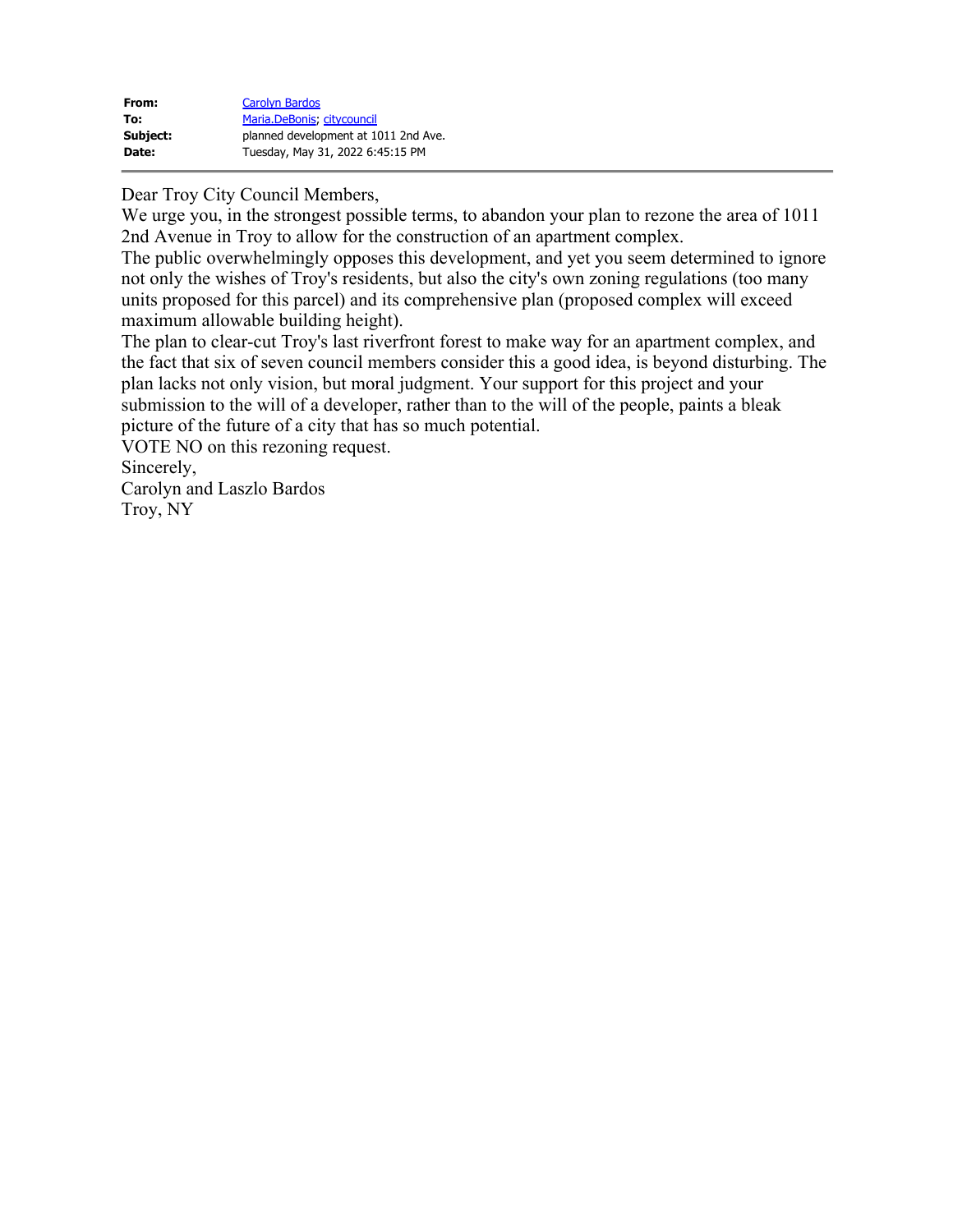| | |
|---|---|
| **From:** | Carolyn Bardos |
| **To:** | Maria.DeBonis; citycouncil |
| **Subject:** | planned development at 1011 2nd Ave. |
| **Date:** | Tuesday, May 31, 2022 6:45:15 PM |

---

Dear Troy City Council Members,

We urge you, in the strongest possible terms, to abandon your plan to rezone the area of 1011 2nd Avenue in Troy to allow for the construction of an apartment complex.

The public overwhelmingly opposes this development, and yet you seem determined to ignore not only the wishes of Troy's residents, but also the city's own zoning regulations (too many units proposed for this parcel) and its comprehensive plan (proposed complex will exceed maximum allowable building height).

The plan to clear-cut Troy's last riverfront forest to make way for an apartment complex, and the fact that six of seven council members consider this a good idea, is beyond disturbing. The plan lacks not only vision, but moral judgment. Your support for this project and your submission to the will of a developer, rather than to the will of the people, paints a bleak picture of the future of a city that has so much potential.

VOTE NO on this rezoning request.

Sincerely,

Carolyn and Laszlo Bardos

Troy, NY